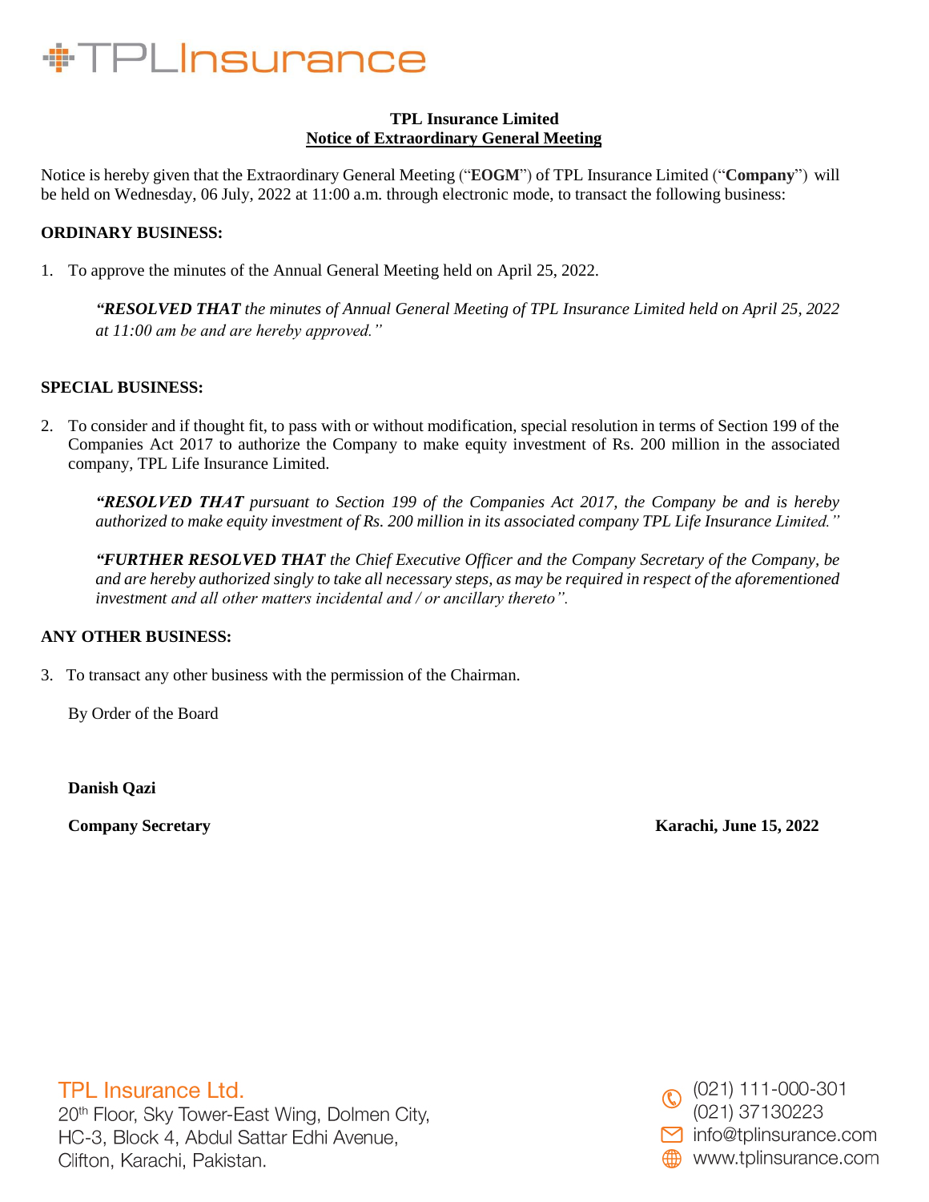# TPL Insurance Limited
## Notice of Extraordinary General Meeting

Notice is hereby given that the Extraordinary General Meeting ("**EOGM**") of TPL Insurance Limited ("**Company**") will be held on Wednesday, 06 July, 2022 at 11:00 a.m. through electronic mode, to transact the following business:

**ORDINARY BUSINESS:**

1. To approve the minutes of the Annual General Meeting held on April 25, 2022.

   *"**RESOLVED THAT** the minutes of Annual General Meeting of TPL Insurance Limited held on April 25, 2022 at 11:00 am be and are hereby approved."*

**SPECIAL BUSINESS:**

2. To consider and if thought fit, to pass with or without modification, special resolution in terms of Section 199 of the Companies Act 2017 to authorize the Company to make equity investment of Rs. 200 million in the associated company, TPL Life Insurance Limited.

   *"**RESOLVED THAT** pursuant to Section 199 of the Companies Act 2017, the Company be and is hereby authorized to make equity investment of Rs. 200 million in its associated company TPL Life Insurance Limited."*

   *"**FURTHER RESOLVED THAT** the Chief Executive Officer and the Company Secretary of the Company, be and are hereby authorized singly to take all necessary steps, as may be required in respect of the aforementioned investment and all other matters incidental and / or ancillary thereto".*

**ANY OTHER BUSINESS:**

3. To transact any other business with the permission of the Chairman.

By Order of the Board

**Danish Qazi**

**Company Secretary**

**Karachi, June 15, 2022**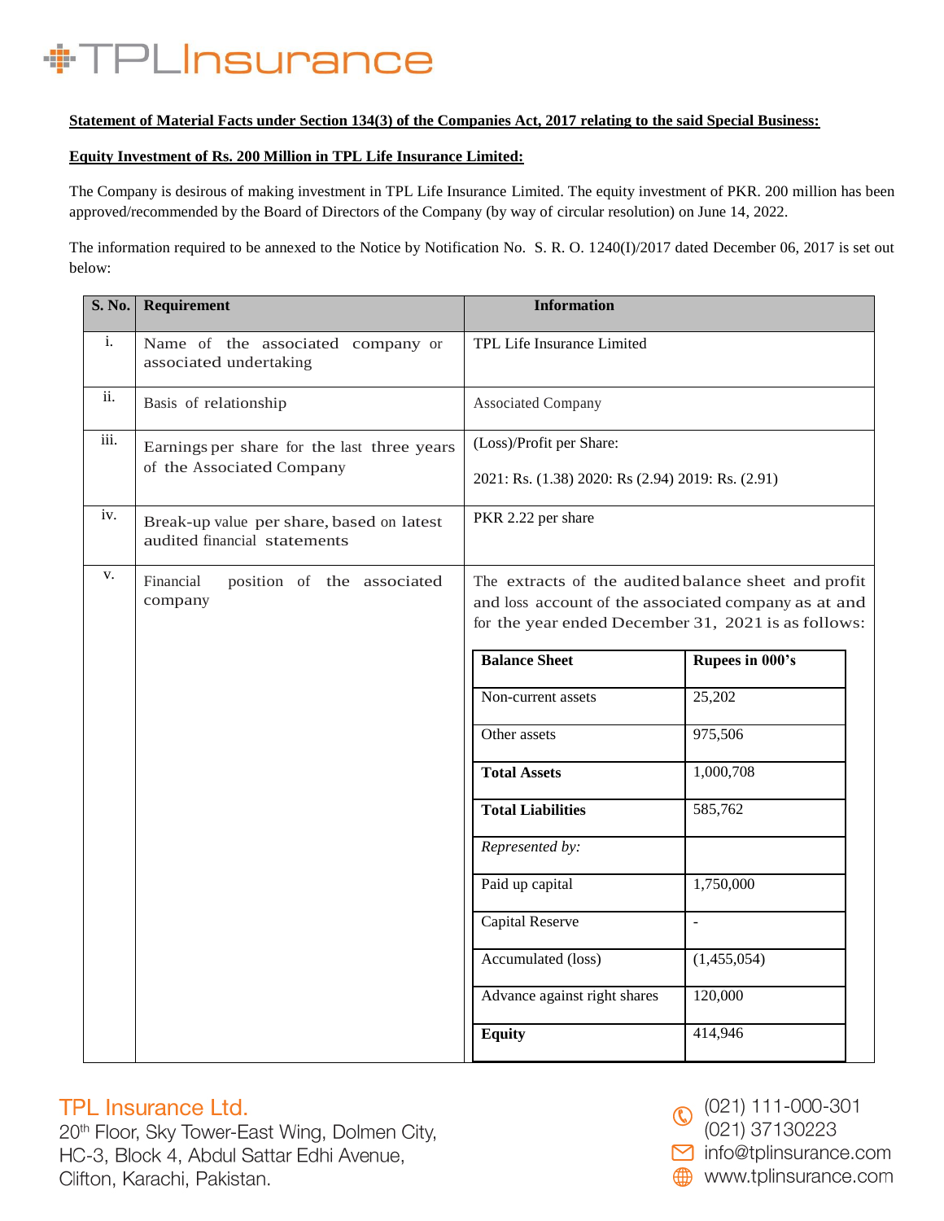**Statement of Material Facts under Section 134(3) of the Companies Act, 2017 relating to the said Special Business:**

**Equity Investment of Rs. 200 Million in TPL Life Insurance Limited:**

The Company is desirous of making investment in TPL Life Insurance Limited. The equity investment of PKR. 200 million has been approved/recommended by the Board of Directors of the Company (by way of circular resolution) on June 14, 2022.

The information required to be annexed to the Notice by Notification No. S. R. O. 1240(I)/2017 dated December 06, 2017 is set out below:

| S. No. | Requirement | Information |
|---|---|---|
| i. | Name of the associated company or associated undertaking | TPL Life Insurance Limited |
| ii. | Basis of relationship | Associated Company |
| iii. | Earnings per share for the last three years of the Associated Company | (Loss)/Profit per Share:<br><br>2021: Rs. (1.38) 2020: Rs (2.94) 2019: Rs. (2.91) |
| iv. | Break-up value per share, based on latest audited financial statements | PKR 2.22 per share |
| v. | Financial position of the associated company | The extracts of the audited balance sheet and profit and loss account of the associated company as at and for the year ended December 31, 2021 is as follows: |

| **Balance Sheet** | **Rupees in 000's** |
|---|---|
| Non-current assets | 25,202 |
| Other assets | 975,506 |
| **Total Assets** | 1,000,708 |
| **Total Liabilities** | 585,762 |
| *Represented by:* | |
| Paid up capital | 1,750,000 |
| Capital Reserve | - |
| Accumulated (loss) | (1,455,054) |
| Advance against right shares | 120,000 |
| **Equity** | 414,946 |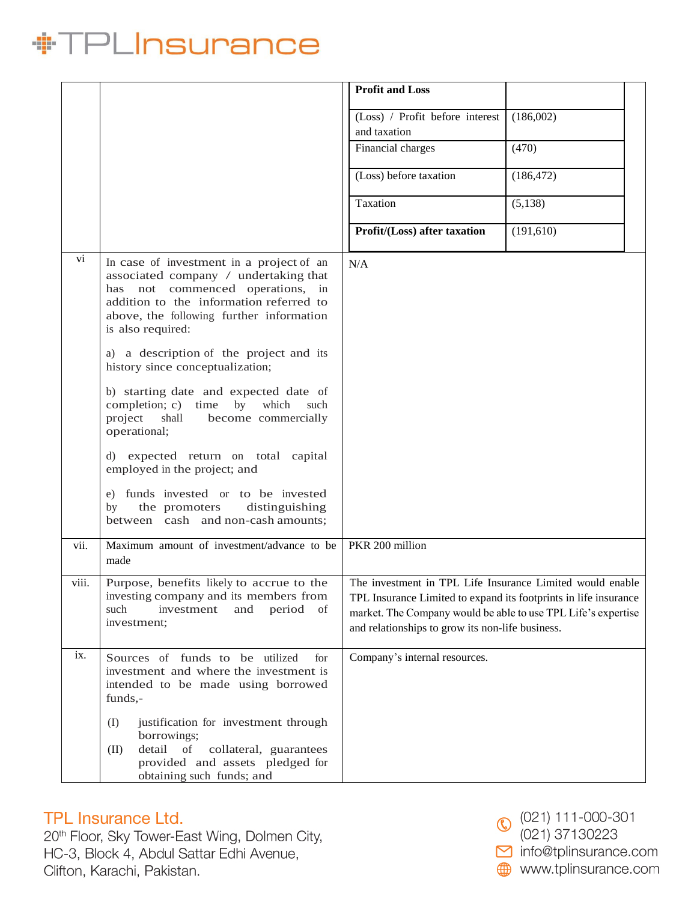| | | | |
|---|---|---|---|
| | | **Profit and Loss** | |
| | | (Loss) / Profit before interest and taxation | (186,002) |
| | | Financial charges | (470) |
| | | (Loss) before taxation | (186,472) |
| | | Taxation | (5,138) |
| | | **Profit/(Loss) after taxation** | (191,610) |
| vi | In case of investment in a project of an associated company / undertaking that has not commenced operations, in addition to the information referred to above, the following further information is also required:<br><br>a) a description of the project and its history since conceptualization;<br><br>b) starting date and expected date of completion; c) time by which such project shall become commercially operational;<br><br>d) expected return on total capital employed in the project; and<br><br>e) funds invested or to be invested by the promoters distinguishing between cash and non-cash amounts; | N/A | |
| vii. | Maximum amount of investment/advance to be made | PKR 200 million | |
| viii. | Purpose, benefits likely to accrue to the investing company and its members from such investment and period of investment; | The investment in TPL Life Insurance Limited would enable TPL Insurance Limited to expand its footprints in life insurance market. The Company would be able to use TPL Life's expertise and relationships to grow its non-life business. | |
| ix. | Sources of funds to be utilized for investment and where the investment is intended to be made using borrowed funds,-<br><br>(I) justification for investment through borrowings;<br>(II) detail of collateral, guarantees provided and assets pledged for obtaining such funds; and | Company's internal resources. | |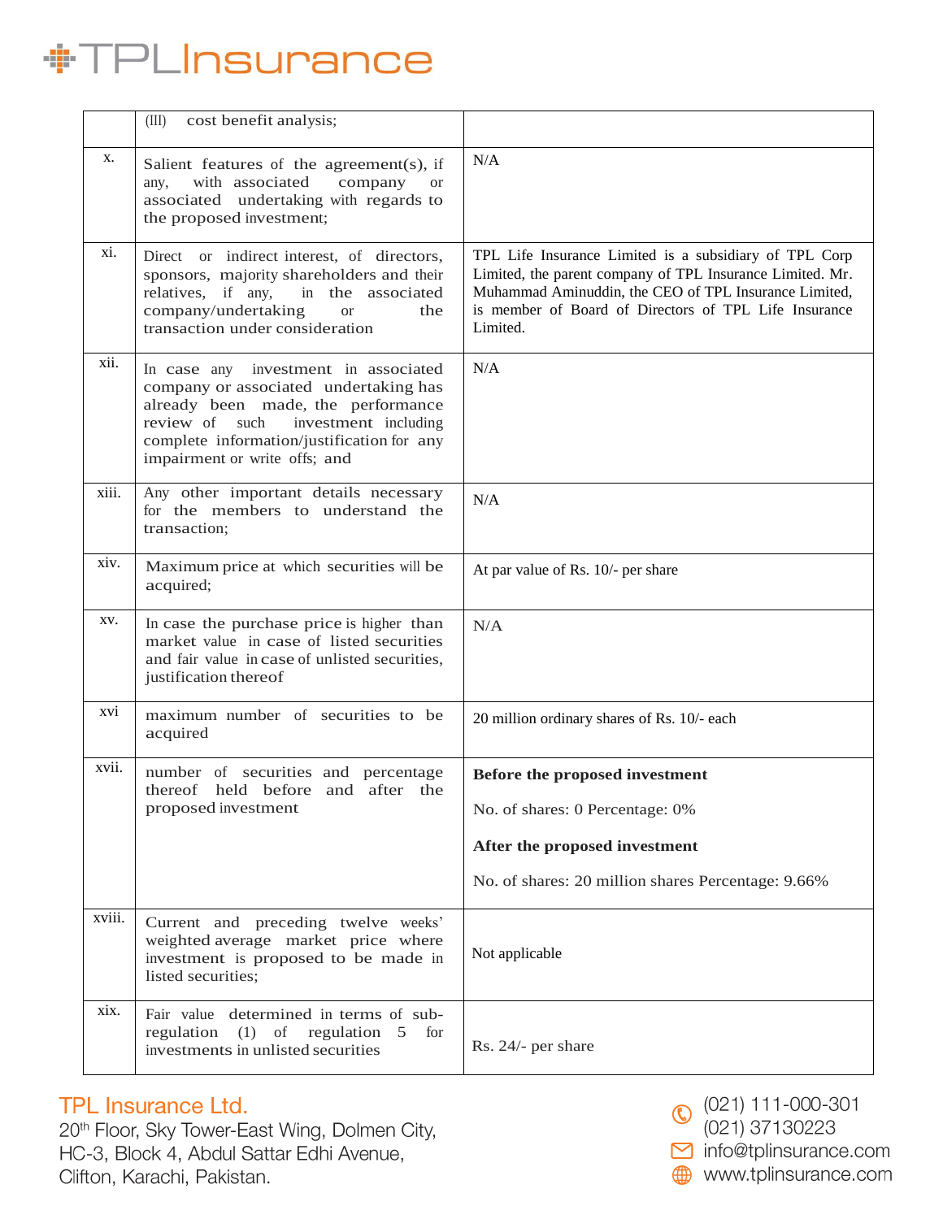|  |  |  |
| --- | --- | --- |
|  | (III) cost benefit analysis; |  |
| x. | Salient features of the agreement(s), if any, with associated company or associated undertaking with regards to the proposed investment; | N/A |
| xi. | Direct or indirect interest, of directors, sponsors, majority shareholders and their relatives, if any, in the associated company/undertaking or the transaction under consideration | TPL Life Insurance Limited is a subsidiary of TPL Corp Limited, the parent company of TPL Insurance Limited. Mr. Muhammad Aminuddin, the CEO of TPL Insurance Limited, is member of Board of Directors of TPL Life Insurance Limited. |
| xii. | In case any investment in associated company or associated undertaking has already been made, the performance review of such investment including complete information/justification for any impairment or write offs; and | N/A |
| xiii. | Any other important details necessary for the members to understand the transaction; | N/A |
| xiv. | Maximum price at which securities will be acquired; | At par value of Rs. 10/- per share |
| xv. | In case the purchase price is higher than market value in case of listed securities and fair value in case of unlisted securities, justification thereof | N/A |
| xvi | maximum number of securities to be acquired | 20 million ordinary shares of Rs. 10/- each |
| xvii. | number of securities and percentage thereof held before and after the proposed investment | **Before the proposed investment**<br><br>No. of shares: 0 Percentage: 0%<br><br>**After the proposed investment**<br><br>No. of shares: 20 million shares Percentage: 9.66% |
| xviii. | Current and preceding twelve weeks' weighted average market price where investment is proposed to be made in listed securities; | Not applicable |
| xix. | Fair value determined in terms of sub-regulation (1) of regulation 5 for investments in unlisted securities | Rs. 24/- per share |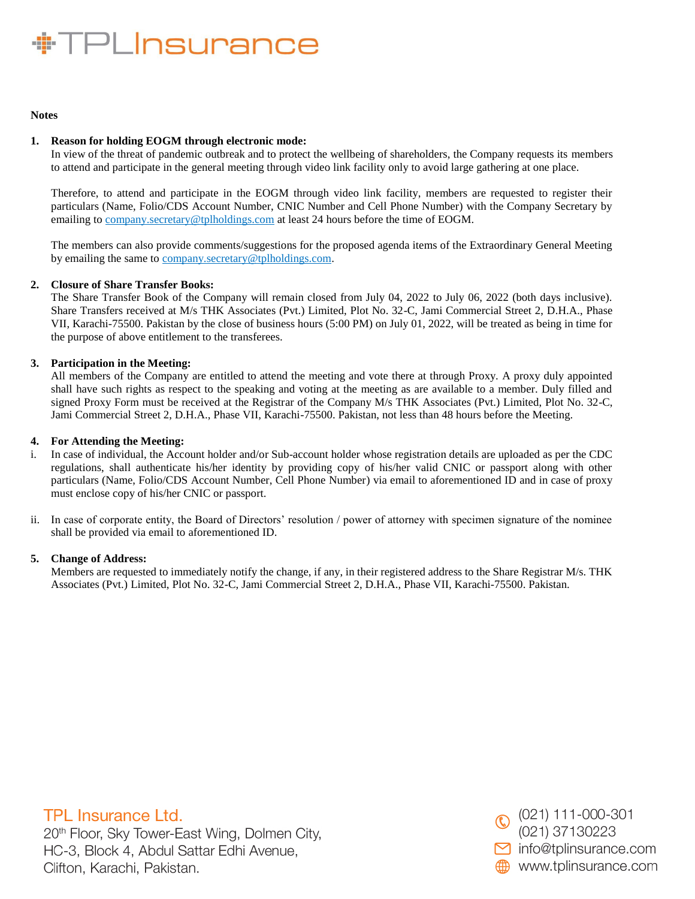**Notes**

1. **Reason for holding EOGM through electronic mode:**
   In view of the threat of pandemic outbreak and to protect the wellbeing of shareholders, the Company requests its members to attend and participate in the general meeting through video link facility only to avoid large gathering at one place.

   Therefore, to attend and participate in the EOGM through video link facility, members are requested to register their particulars (Name, Folio/CDS Account Number, CNIC Number and Cell Phone Number) with the Company Secretary by emailing to company.secretary@tplholdings.com at least 24 hours before the time of EOGM.

   The members can also provide comments/suggestions for the proposed agenda items of the Extraordinary General Meeting by emailing the same to company.secretary@tplholdings.com.

2. **Closure of Share Transfer Books:**
   The Share Transfer Book of the Company will remain closed from July 04, 2022 to July 06, 2022 (both days inclusive). Share Transfers received at M/s THK Associates (Pvt.) Limited, Plot No. 32-C, Jami Commercial Street 2, D.H.A., Phase VII, Karachi-75500. Pakistan by the close of business hours (5:00 PM) on July 01, 2022, will be treated as being in time for the purpose of above entitlement to the transferees.

3. **Participation in the Meeting:**
   All members of the Company are entitled to attend the meeting and vote there at through Proxy. A proxy duly appointed shall have such rights as respect to the speaking and voting at the meeting as are available to a member. Duly filled and signed Proxy Form must be received at the Registrar of the Company M/s THK Associates (Pvt.) Limited, Plot No. 32-C, Jami Commercial Street 2, D.H.A., Phase VII, Karachi-75500. Pakistan, not less than 48 hours before the Meeting.

4. **For Attending the Meeting:**

   i. In case of individual, the Account holder and/or Sub-account holder whose registration details are uploaded as per the CDC regulations, shall authenticate his/her identity by providing copy of his/her valid CNIC or passport along with other particulars (Name, Folio/CDS Account Number, Cell Phone Number) via email to aforementioned ID and in case of proxy must enclose copy of his/her CNIC or passport.

   ii. In case of corporate entity, the Board of Directors' resolution / power of attorney with specimen signature of the nominee shall be provided via email to aforementioned ID.

5. **Change of Address:**
   Members are requested to immediately notify the change, if any, in their registered address to the Share Registrar M/s. THK Associates (Pvt.) Limited, Plot No. 32-C, Jami Commercial Street 2, D.H.A., Phase VII, Karachi-75500. Pakistan.